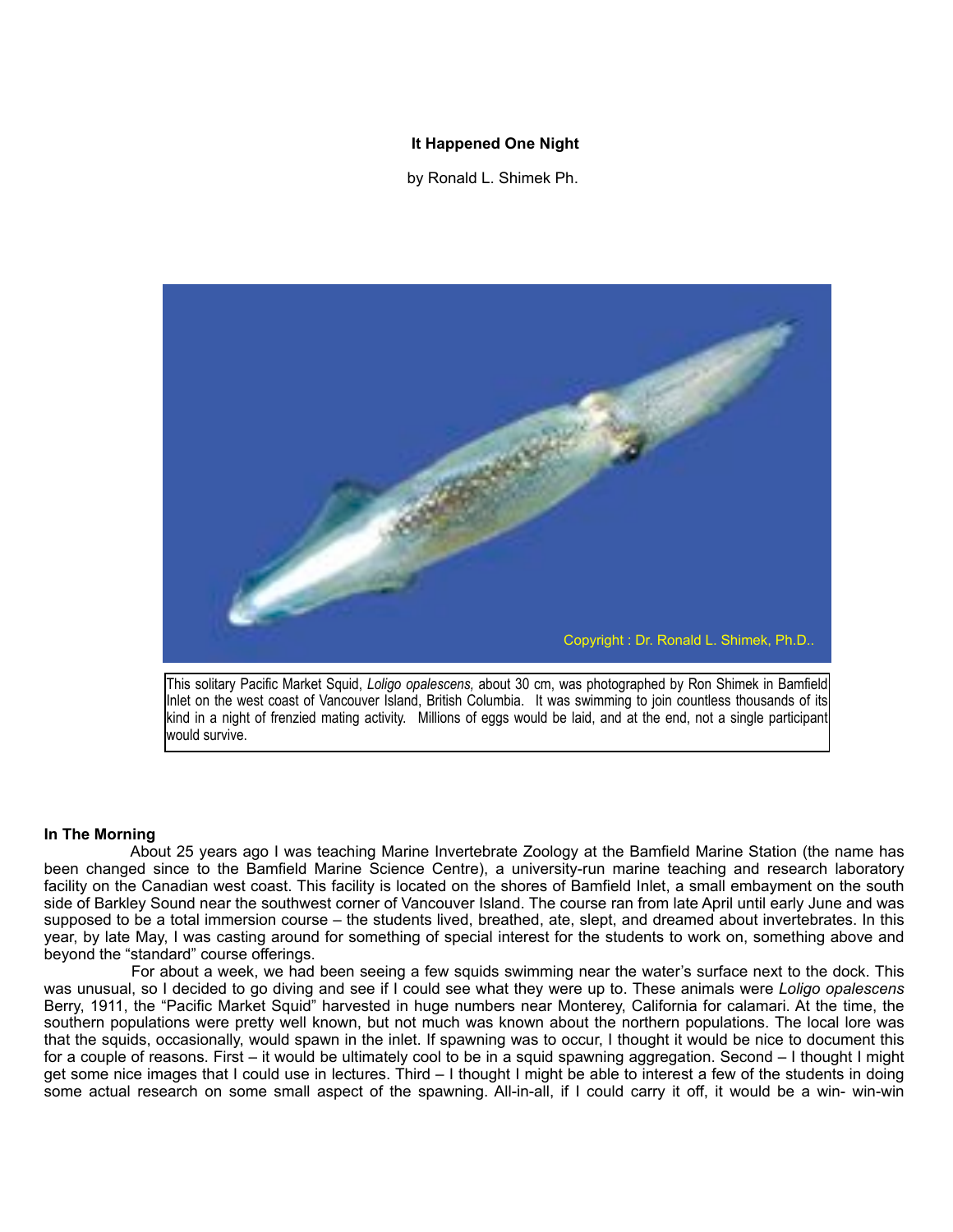**It Happened One Night**

by Ronald L. Shimek Ph.

Copyright : Dr. Ronald L. Shimek, Ph.D..

This solitary Pacific Market Squid, *Loligo opalescens,* about 30 cm, was photographed by Ron Shimek in Bamfield Inlet on the west coast of Vancouver Island, British Columbia. It was swimming to join countless thousands of its kind in a night of frenzied mating activity. Millions of eggs would be laid, and at the end, not a single participant would survive.

**In The Morning**

About 25 years ago I was teaching Marine Invertebrate Zoology at the Bamfield Marine Station (the name has been changed since to the Bamfield Marine Science Centre), a university-run marine teaching and research laboratory facility on the Canadian west coast. This facility is located on the shores of Bamfield Inlet, a small embayment on the south side of Barkley Sound near the southwest corner of Vancouver Island. The course ran from late April until early June and was supposed to be a total immersion course – the students lived, breathed, ate, slept, and dreamed about invertebrates. In this year, by late May, I was casting around for something of special interest for the students to work on, something above and beyond the "standard" course offerings.

For about a week, we had been seeing a few squids swimming near the water's surface next to the dock. This was unusual, so I decided to go diving and see if I could see what they were up to. These animals were *Loligo opalescens* Berry, 1911, the "Pacific Market Squid" harvested in huge numbers near Monterey, California for calamari. At the time, the southern populations were pretty well known, but not much was known about the northern populations. The local lore was that the squids, occasionally, would spawn in the inlet. If spawning was to occur, I thought it would be nice to document this for a couple of reasons. First – it would be ultimately cool to be in a squid spawning aggregation. Second – I thought I might get some nice images that I could use in lectures. Third – I thought I might be able to interest a few of the students in doing some actual research on some small aspect of the spawning. All-in-all, if I could carry it off, it would be a win- win-win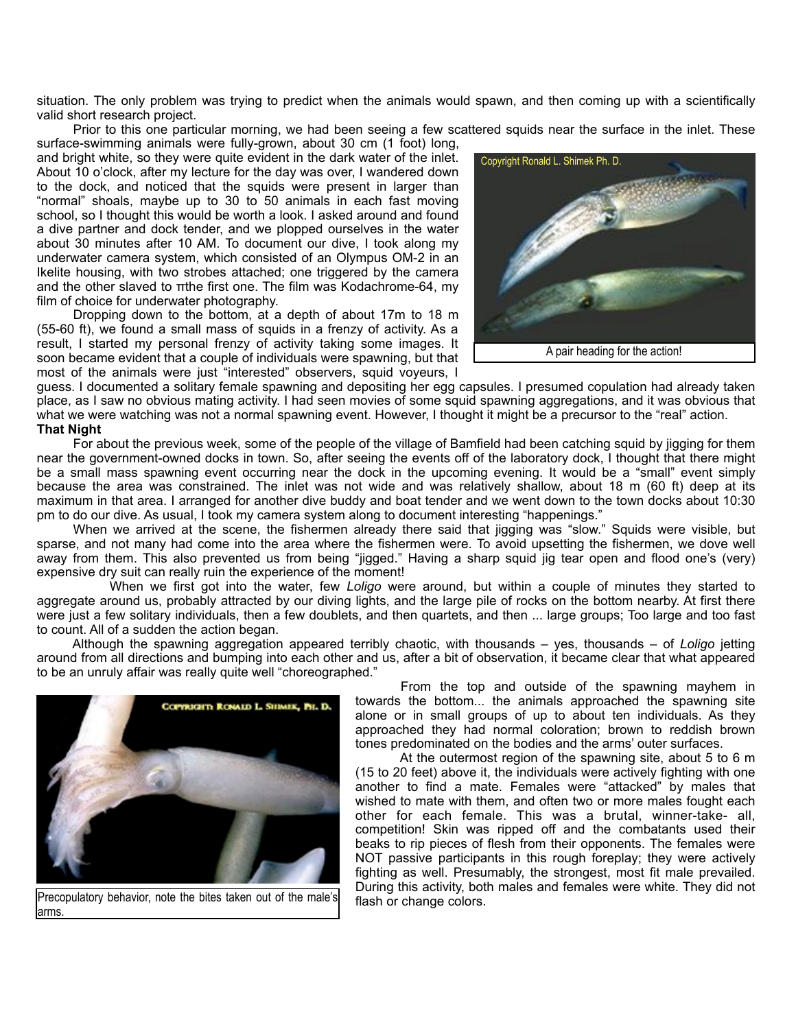situation. The only problem was trying to predict when the animals would spawn, and then coming up with a scientifically valid short research project.

Prior to this one particular morning, we had been seeing a few scattered squids near the surface in the inlet. These surface-swimming animals were fully-grown, about 30 cm (1 foot) long, and bright white, so they were quite evident in the dark water of the inlet. About 10 o'clock, after my lecture for the day was over, I wandered down to the dock, and noticed that the squids were present in larger than "normal" shoals, maybe up to 30 to 50 animals in each fast moving school, so I thought this would be worth a look. I asked around and found a dive partner and dock tender, and we plopped ourselves in the water about 30 minutes after 10 AM. To document our dive, I took along my underwater camera system, which consisted of an Olympus OM-2 in an Ikelite housing, with two strobes attached; one triggered by the camera and the other slaved to πthe first one. The film was Kodachrome-64, my film of choice for underwater photography.

Copyright Ronald L. Shimek Ph. D.

A pair heading for the action!

Dropping down to the bottom, at a depth of about 17m to 18 m (55-60 ft), we found a small mass of squids in a frenzy of activity. As a result, I started my personal frenzy of activity taking some images. It soon became evident that a couple of individuals were spawning, but that most of the animals were just "interested" observers, squid voyeurs, I guess. I documented a solitary female spawning and depositing her egg capsules. I presumed copulation had already taken place, as I saw no obvious mating activity. I had seen movies of some squid spawning aggregations, and it was obvious that what we were watching was not a normal spawning event. However, I thought it might be a precursor to the "real" action.

**That Night**

For about the previous week, some of the people of the village of Bamfield had been catching squid by jigging for them near the government-owned docks in town. So, after seeing the events off of the laboratory dock, I thought that there might be a small mass spawning event occurring near the dock in the upcoming evening. It would be a "small" event simply because the area was constrained. The inlet was not wide and was relatively shallow, about 18 m (60 ft) deep at its maximum in that area. I arranged for another dive buddy and boat tender and we went down to the town docks about 10:30 pm to do our dive. As usual, I took my camera system along to document interesting "happenings."

When we arrived at the scene, the fishermen already there said that jigging was "slow." Squids were visible, but sparse, and not many had come into the area where the fishermen were. To avoid upsetting the fishermen, we dove well away from them. This also prevented us from being "jigged." Having a sharp squid jig tear open and flood one's (very) expensive dry suit can really ruin the experience of the moment!

When we first got into the water, few *Loligo* were around, but within a couple of minutes they started to aggregate around us, probably attracted by our diving lights, and the large pile of rocks on the bottom nearby. At first there were just a few solitary individuals, then a few doublets, and then quartets, and then ... large groups; Too large and too fast to count. All of a sudden the action began.

Although the spawning aggregation appeared terribly chaotic, with thousands – yes, thousands – of *Loligo* jetting around from all directions and bumping into each other and us, after a bit of observation, it became clear that what appeared to be an unruly affair was really quite well "choreographed."

COPYRIGHT RONALD L. SHIMEK, PH. D.

Precopulatory behavior, note the bites taken out of the male's arms.

From the top and outside of the spawning mayhem in towards the bottom... the animals approached the spawning site alone or in small groups of up to about ten individuals. As they approached they had normal coloration; brown to reddish brown tones predominated on the bodies and the arms' outer surfaces.

At the outermost region of the spawning site, about 5 to 6 m (15 to 20 feet) above it, the individuals were actively fighting with one another to find a mate. Females were "attacked" by males that wished to mate with them, and often two or more males fought each other for each female. This was a brutal, winner-take- all, competition! Skin was ripped off and the combatants used their beaks to rip pieces of flesh from their opponents. The females were NOT passive participants in this rough foreplay; they were actively fighting as well. Presumably, the strongest, most fit male prevailed. During this activity, both males and females were white. They did not flash or change colors.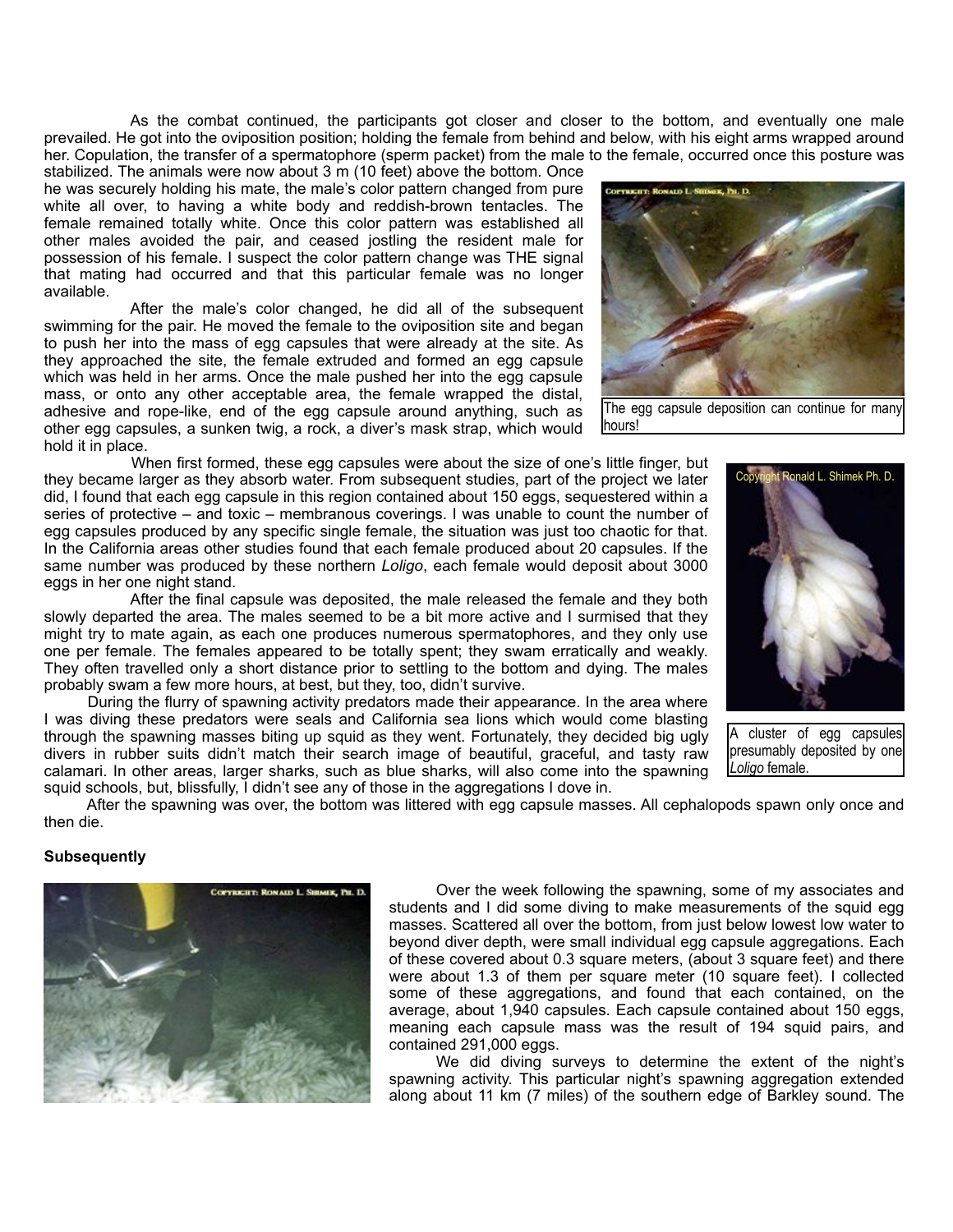As the combat continued, the participants got closer and closer to the bottom, and eventually one male prevailed. He got into the oviposition position; holding the female from behind and below, with his eight arms wrapped around her. Copulation, the transfer of a spermatophore (sperm packet) from the male to the female, occurred once this posture was stabilized. The animals were now about 3 m (10 feet) above the bottom. Once he was securely holding his mate, the male's color pattern changed from pure white all over, to having a white body and reddish-brown tentacles. The female remained totally white. Once this color pattern was established all other males avoided the pair, and ceased jostling the resident male for possession of his female. I suspect the color pattern change was THE signal that mating had occurred and that this particular female was no longer available.

After the male's color changed, he did all of the subsequent swimming for the pair. He moved the female to the oviposition site and began to push her into the mass of egg capsules that were already at the site. As they approached the site, the female extruded and formed an egg capsule which was held in her arms. Once the male pushed her into the egg capsule mass, or onto any other acceptable area, the female wrapped the distal, adhesive and rope-like, end of the egg capsule around anything, such as other egg capsules, a sunken twig, a rock, a diver's mask strap, which would hold it in place.

The egg capsule deposition can continue for many hours!

When first formed, these egg capsules were about the size of one's little finger, but they became larger as they absorb water. From subsequent studies, part of the project we later did, I found that each egg capsule in this region contained about 150 eggs, sequestered within a series of protective – and toxic – membranous coverings. I was unable to count the number of egg capsules produced by any specific single female, the situation was just too chaotic for that. In the California areas other studies found that each female produced about 20 capsules. If the same number was produced by these northern *Loligo*, each female would deposit about 3000 eggs in her one night stand.

After the final capsule was deposited, the male released the female and they both slowly departed the area. The males seemed to be a bit more active and I surmised that they might try to mate again, as each one produces numerous spermatophores, and they only use one per female. The females appeared to be totally spent; they swam erratically and weakly. They often travelled only a short distance prior to settling to the bottom and dying. The males probably swam a few more hours, at best, but they, too, didn't survive.

During the flurry of spawning activity predators made their appearance. In the area where I was diving these predators were seals and California sea lions which would come blasting through the spawning masses biting up squid as they went. Fortunately, they decided big ugly divers in rubber suits didn't match their search image of beautiful, graceful, and tasty raw calamari. In other areas, larger sharks, such as blue sharks, will also come into the spawning squid schools, but, blissfully, I didn't see any of those in the aggregations I dove in.

A cluster of egg capsules presumably deposited by one *Loligo* female.

After the spawning was over, the bottom was littered with egg capsule masses. All cephalopods spawn only once and then die.

**Subsequently**

Over the week following the spawning, some of my associates and students and I did some diving to make measurements of the squid egg masses. Scattered all over the bottom, from just below lowest low water to beyond diver depth, were small individual egg capsule aggregations. Each of these covered about 0.3 square meters, (about 3 square feet) and there were about 1.3 of them per square meter (10 square feet). I collected some of these aggregations, and found that each contained, on the average, about 1,940 capsules. Each capsule contained about 150 eggs, meaning each capsule mass was the result of 194 squid pairs, and contained 291,000 eggs.

We did diving surveys to determine the extent of the night's spawning activity. This particular night's spawning aggregation extended along about 11 km (7 miles) of the southern edge of Barkley sound. The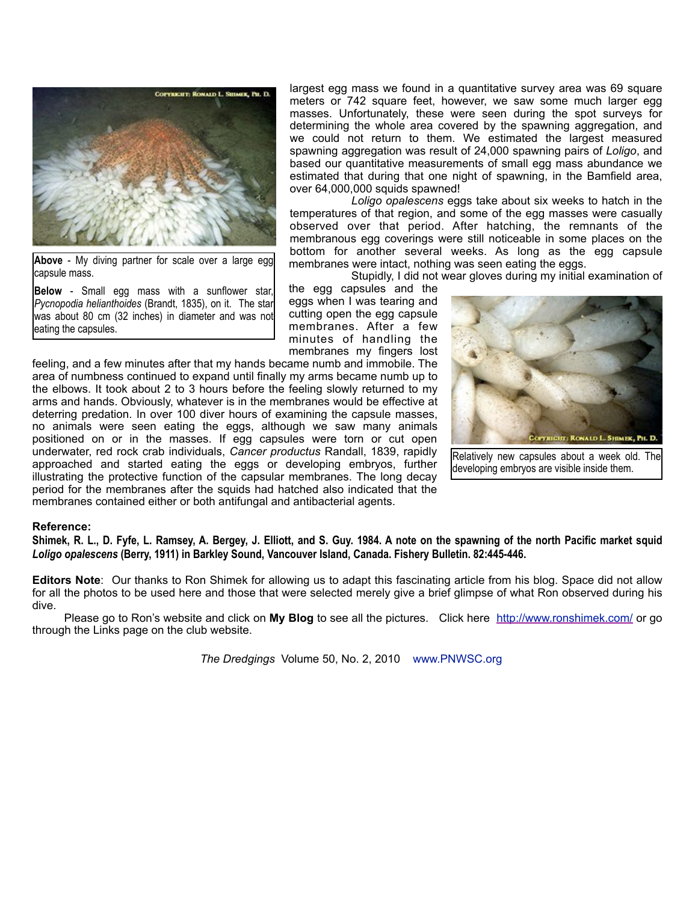Above - My diving partner for scale over a large egg capsule mass.

Below - Small egg mass with a sunflower star, *Pycnopodia helianthoides* (Brandt, 1835), on it. The star was about 80 cm (32 inches) in diameter and was not eating the capsules.

largest egg mass we found in a quantitative survey area was 69 square meters or 742 square feet, however, we saw some much larger egg masses. Unfortunately, these were seen during the spot surveys for determining the whole area covered by the spawning aggregation, and we could not return to them. We estimated the largest measured spawning aggregation was result of 24,000 spawning pairs of *Loligo*, and based our quantitative measurements of small egg mass abundance we estimated that during that one night of spawning, in the Bamfield area, over 64,000,000 squids spawned!

*Loligo opalescens* eggs take about six weeks to hatch in the temperatures of that region, and some of the egg masses were casually observed over that period. After hatching, the remnants of the membranous egg coverings were still noticeable in some places on the bottom for another several weeks. As long as the egg capsule membranes were intact, nothing was seen eating the eggs.

Stupidly, I did not wear gloves during my initial examination of the egg capsules and the eggs when I was tearing and cutting open the egg capsule membranes. After a few minutes of handling the membranes my fingers lost feeling, and a few minutes after that my hands became numb and immobile. The area of numbness continued to expand until finally my arms became numb up to the elbows. It took about 2 to 3 hours before the feeling slowly returned to my arms and hands. Obviously, whatever is in the membranes would be effective at deterring predation. In over 100 diver hours of examining the capsule masses, no animals were seen eating the eggs, although we saw many animals positioned on or in the masses. If egg capsules were torn or cut open underwater, red rock crab individuals, *Cancer productus* Randall, 1839, rapidly approached and started eating the eggs or developing embryos, further illustrating the protective function of the capsular membranes. The long decay period for the membranes after the squids had hatched also indicated that the membranes contained either or both antifungal and antibacterial agents.

Relatively new capsules about a week old. The developing embryos are visible inside them.

**Reference:**

**Shimek, R. L., D. Fyfe, L. Ramsey, A. Bergey, J. Elliott, and S. Guy. 1984. A note on the spawning of the north Pacific market squid *Loligo opalescens* (Berry, 1911) in Barkley Sound, Vancouver Island, Canada. Fishery Bulletin. 82:445-446.**

**Editors Note**: Our thanks to Ron Shimek for allowing us to adapt this fascinating article from his blog. Space did not allow for all the photos to be used here and those that were selected merely give a brief glimpse of what Ron observed during his dive.

Please go to Ron's website and click on **My Blog** to see all the pictures. Click here http://www.ronshimek.com/ or go through the Links page on the club website.